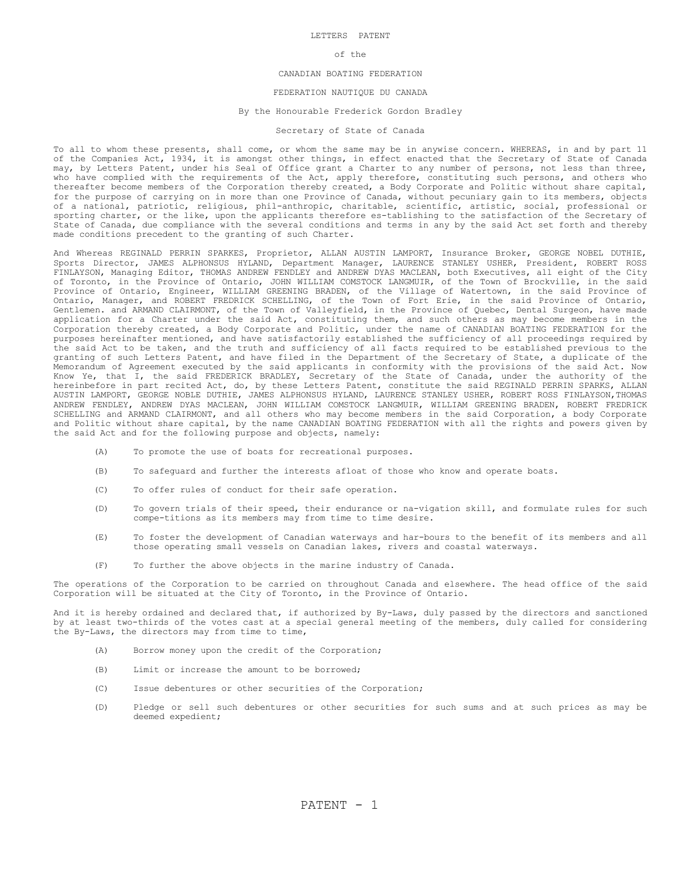# LETTERS PATENT

of the

# CANADIAN BOATING FEDERATION

# FEDERATION NAUTIQUE DU CANADA

By the Honourable Frederick Gordon Bradley

Secretary of State of Canada

To all to whom these presents, shall come, or whom the same may be in anywise concern. WHEREAS, in and by part 11 of the Companies Act, 1934, it is amongst other things, in effect enacted that the Secretary of State of Canada may, by Letters Patent, under his Seal of Office grant a Charter to any number of persons, not less than three, who have complied with the requirements of the Act, apply therefore, constituting such persons, and others who thereafter become members of the Corporation thereby created, a Body Corporate and Politic without share capital, for the purpose of carrying on in more than one Province of Canada, without pecuniary gain to its members, objects of a national, patriotic, religious, phil-anthropic, charitable, scientific, artistic, social, professional or sporting charter, or the like, upon the applicants therefore es-tablishing to the satisfaction of the Secretary of State of Canada, due compliance with the several conditions and terms in any by the said Act set forth and thereby made conditions precedent to the granting of such Charter.

And Whereas REGINALD PERRIN SPARKES, Proprietor, ALLAN AUSTIN LAMPORT, Insurance Broker, GEORGE NOBEL DUTHIE, Sports Director, JAMES ALPHONSUS HYLAND, Department Manager, LAURENCE STANLEY USHER, President, ROBERT ROSS FINLAYSON, Managing Editor, THOMAS ANDREW FENDLEY and ANDREW DYAS MACLEAN, both Executives, all eight of the City of Toronto, in the Province of Ontario, JOHN WILLIAM COMSTOCK LANGMUIR, of the Town of Brockville, in the said Province of Ontario, Engineer, WILLIAM GREENING BRADEN, of the Village of Watertown, in the said Province of Ontario, Manager, and ROBERT FREDRICK SCHELLING, of the Town of Fort Erie, in the said Province of Ontario, Gentlemen. and ARMAND CLAIRMONT, of the Town of Valleyfield, in the Province of Quebec, Dental Surgeon, have made application for a Charter under the said Act, constituting them, and such others as may become members in the Corporation thereby created, a Body Corporate and Politic, under the name of CANADIAN BOATING FEDERATION for the purposes hereinafter mentioned, and have satisfactorily established the sufficiency of all proceedings required by the said Act to be taken, and the truth and sufficiency of all facts required to be established previous to the granting of such Letters Patent, and have filed in the Department of the Secretary of State, a duplicate of the Memorandum of Agreement executed by the said applicants in conformity with the provisions of the said Act. Now Know Ye, that I, the said FREDERICK BRADLEY, Secretary of the State of Canada, under the authority of the hereinbefore in part recited Act, do, by these Letters Patent, constitute the said REGINALD PERRIN SPARKS, ALLAN AUSTIN LAMPORT, GEORGE NOBLE DUTHIE, JAMES ALPHONSUS HYLAND, LAURENCE STANLEY USHER, ROBERT ROSS FINLAYSON,THOMAS ANDREW FENDLEY, ANDREW DYAS MACLEAN, JOHN WILLIAM COMSTOCK LANGMUIR, WILLIAM GREENING BRADEN, ROBERT FREDRICK SCHELLING and ARMAND CLAIRMONT, and all others who may become members in the said Corporation, a body Corporate and Politic without share capital, by the name CANADIAN BOATING FEDERATION with all the rights and powers given by the said Act and for the following purpose and objects, namely:

(A) To promote the use of boats for recreational purposes.

(B) To safeguard and further the interests afloat of those who know and operate boats.

(C) To offer rules of conduct for their safe operation.

(D) To govern trials of their speed, their endurance or na-vigation skill, and formulate rules for such compe-titions as its members may from time to time desire.

(E) To foster the development of Canadian waterways and har-bours to the benefit of its members and all those operating small vessels on Canadian lakes, rivers and coastal waterways.

(F) To further the above objects in the marine industry of Canada.

The operations of the Corporation to be carried on throughout Canada and elsewhere. The head office of the said Corporation will be situated at the City of Toronto, in the Province of Ontario.

And it is hereby ordained and declared that, if authorized by By-Laws, duly passed by the directors and sanctioned by at least two-thirds of the votes cast at a special general meeting of the members, duly called for considering the By-Laws, the directors may from time to time,

(A) Borrow money upon the credit of the Corporation;

(B) Limit or increase the amount to be borrowed;

(C) Issue debentures or other securities of the Corporation;

(D) Pledge or sell such debentures or other securities for such sums and at such prices as may be deemed expedient;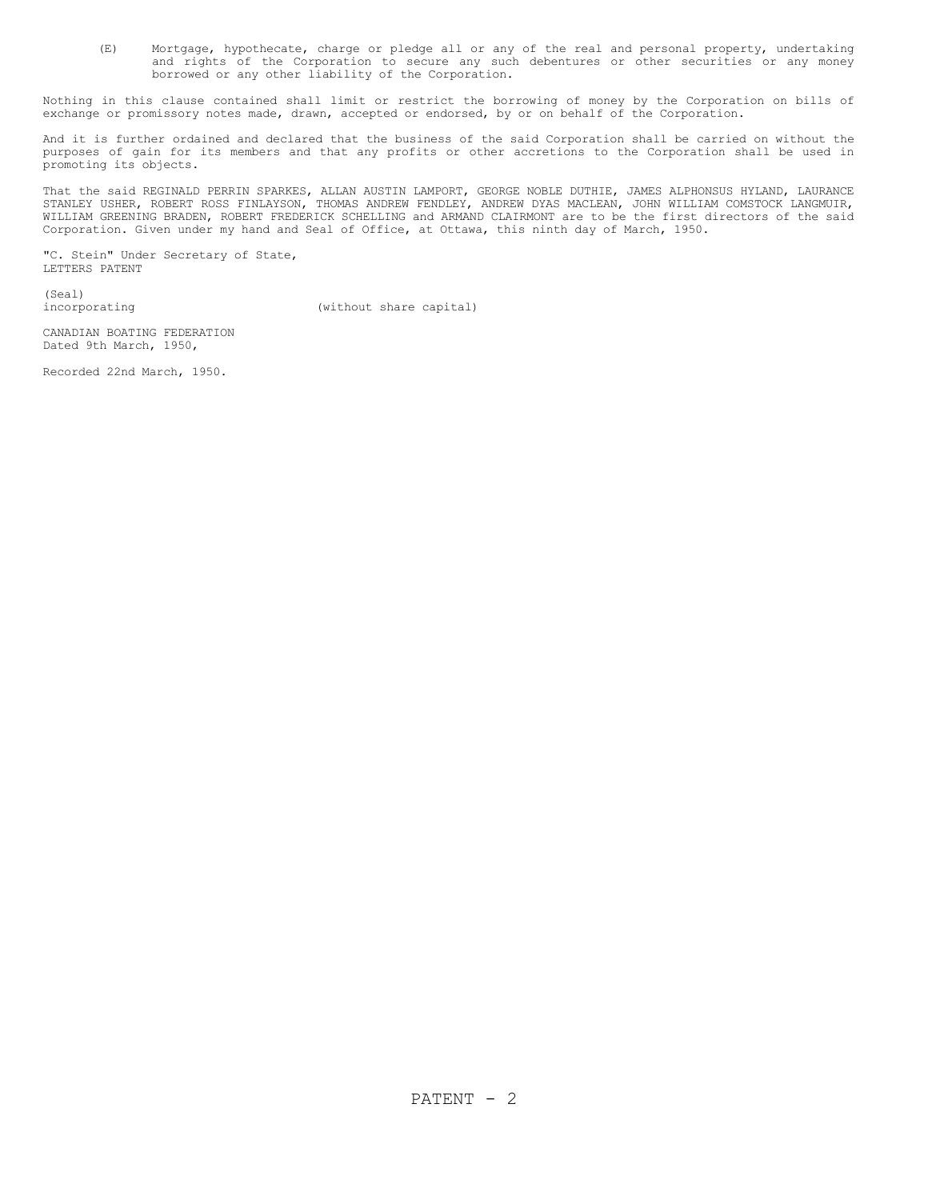(E) Mortgage, hypothecate, charge or pledge all or any of the real and personal property, undertaking and rights of the Corporation to secure any such debentures or other securities or any money borrowed or any other liability of the Corporation.

Nothing in this clause contained shall limit or restrict the borrowing of money by the Corporation on bills of exchange or promissory notes made, drawn, accepted or endorsed, by or on behalf of the Corporation.

And it is further ordained and declared that the business of the said Corporation shall be carried on without the purposes of gain for its members and that any profits or other accretions to the Corporation shall be used in promoting its objects.

That the said REGINALD PERRIN SPARKES, ALLAN AUSTIN LAMPORT, GEORGE NOBLE DUTHIE, JAMES ALPHONSUS HYLAND, LAURANCE STANLEY USHER, ROBERT ROSS FINLAYSON, THOMAS ANDREW FENDLEY, ANDREW DYAS MACLEAN, JOHN WILLIAM COMSTOCK LANGMUIR, WILLIAM GREENING BRADEN, ROBERT FREDERICK SCHELLING and ARMAND CLAIRMONT are to be the first directors of the said Corporation. Given under my hand and Seal of Office, at Ottawa, this ninth day of March, 1950.

"C. Stein" Under Secretary of State,
LETTERS PATENT

(Seal)
incorporating (without share capital)

CANADIAN BOATING FEDERATION
Dated 9th March, 1950,

Recorded 22nd March, 1950.

PATENT - 2